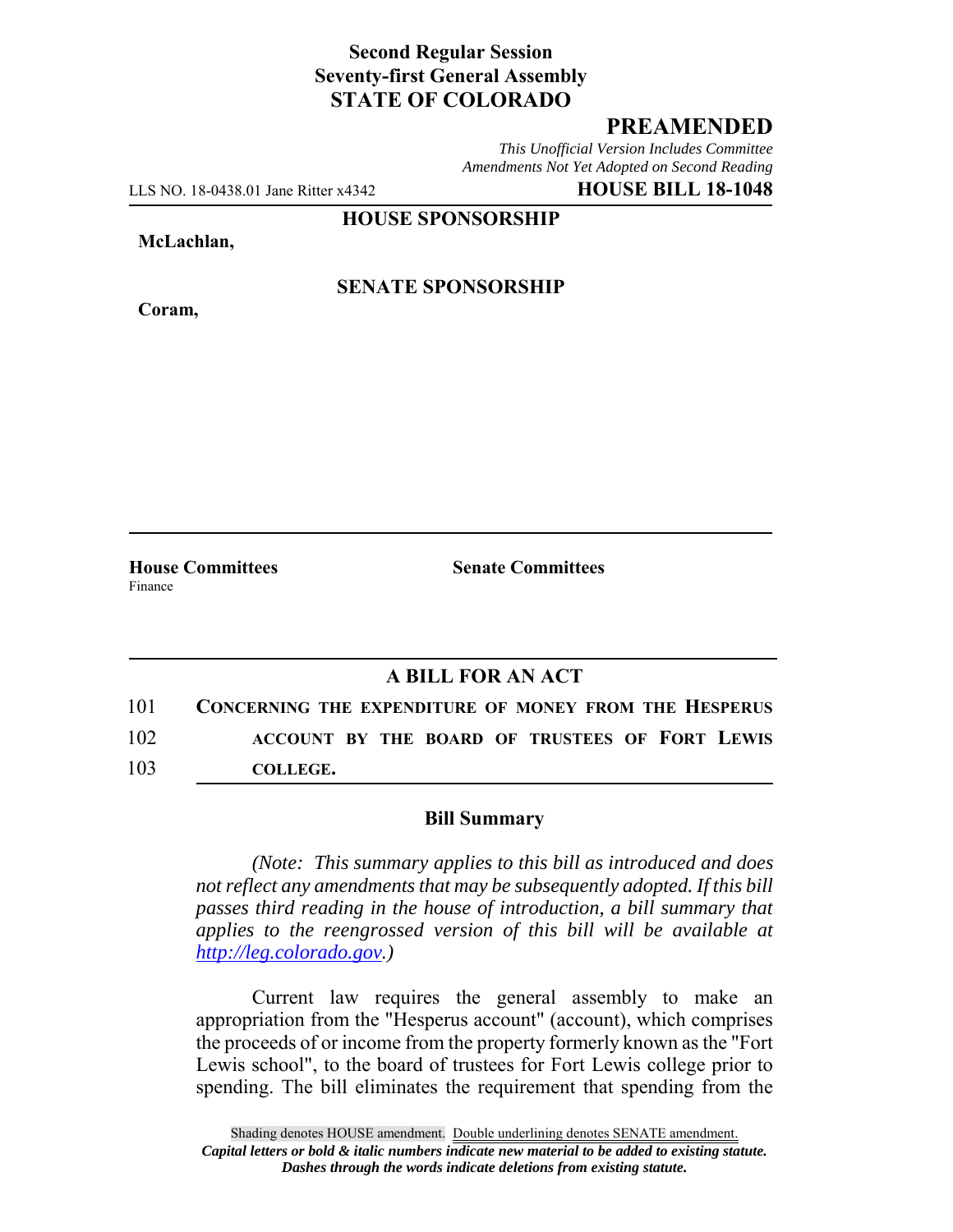**Second Regular Session**
**Seventy-first General Assembly**
**STATE OF COLORADO**

## PREAMENDED

*This Unofficial Version Includes Committee Amendments Not Yet Adopted on Second Reading*

LLS NO. 18-0438.01 Jane Ritter x4342 **HOUSE BILL 18-1048**

**HOUSE SPONSORSHIP**

**McLachlan,**

**SENATE SPONSORSHIP**

**Coram,**

| **House Committees** | **Senate Committees** |
|---|---|
| Finance | |

### A BILL FOR AN ACT

101 **CONCERNING THE EXPENDITURE OF MONEY FROM THE HESPERUS**
102 **ACCOUNT BY THE BOARD OF TRUSTEES OF FORT LEWIS**
103 **COLLEGE.**

### Bill Summary

*(Note: This summary applies to this bill as introduced and does not reflect any amendments that may be subsequently adopted. If this bill passes third reading in the house of introduction, a bill summary that applies to the reengrossed version of this bill will be available at http://leg.colorado.gov.)*

Current law requires the general assembly to make an appropriation from the "Hesperus account" (account), which comprises the proceeds of or income from the property formerly known as the "Fort Lewis school", to the board of trustees for Fort Lewis college prior to spending. The bill eliminates the requirement that spending from the

Shading denotes HOUSE amendment. Double underlining denotes SENATE amendment.
*Capital letters or bold & italic numbers indicate new material to be added to existing statute.*
*Dashes through the words indicate deletions from existing statute.*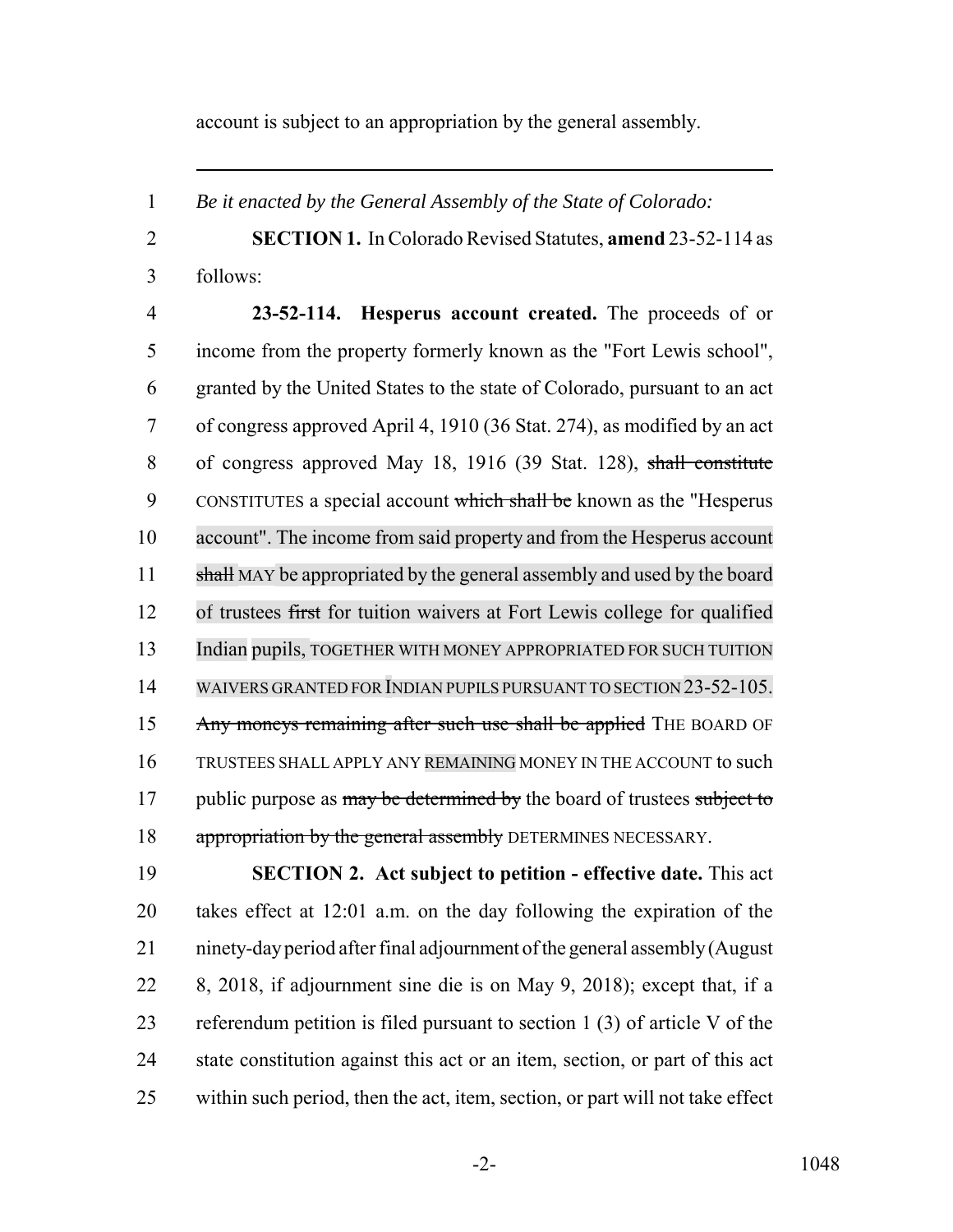account is subject to an appropriation by the general assembly.

---

1 *Be it enacted by the General Assembly of the State of Colorado:*

2 **SECTION 1.** In Colorado Revised Statutes, **amend** 23-52-114 as
3 follows:

4 **23-52-114. Hesperus account created.** The proceeds of or
5 income from the property formerly known as the "Fort Lewis school",
6 granted by the United States to the state of Colorado, pursuant to an act
7 of congress approved April 4, 1910 (36 Stat. 274), as modified by an act
8 of congress approved May 18, 1916 (39 Stat. 128), ~~shall constitute~~
9 CONSTITUTES a special account ~~which shall be~~ known as the "Hesperus
10 account". The income from said property and from the Hesperus account
11 ~~shall~~ MAY be appropriated by the general assembly and used by the board
12 of trustees ~~first~~ for tuition waivers at Fort Lewis college for qualified
13 Indian pupils, TOGETHER WITH MONEY APPROPRIATED FOR SUCH TUITION
14 WAIVERS GRANTED FOR INDIAN PUPILS PURSUANT TO SECTION 23-52-105.
15 ~~Any moneys remaining after such use shall be applied~~ THE BOARD OF
16 TRUSTEES SHALL APPLY ANY REMAINING MONEY IN THE ACCOUNT to such
17 public purpose as ~~may be determined by~~ the board of trustees ~~subject to~~
18 ~~appropriation by the general assembly~~ DETERMINES NECESSARY.

19 **SECTION 2. Act subject to petition - effective date.** This act
20 takes effect at 12:01 a.m. on the day following the expiration of the
21 ninety-day period after final adjournment of the general assembly (August
22 8, 2018, if adjournment sine die is on May 9, 2018); except that, if a
23 referendum petition is filed pursuant to section 1 (3) of article V of the
24 state constitution against this act or an item, section, or part of this act
25 within such period, then the act, item, section, or part will not take effect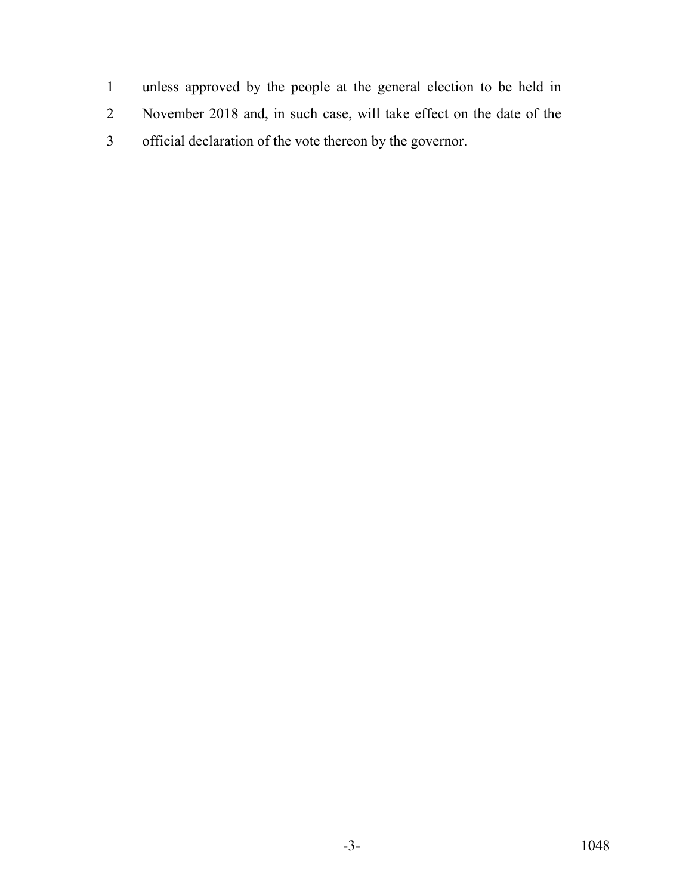unless approved by the people at the general election to be held in November 2018 and, in such case, will take effect on the date of the official declaration of the vote thereon by the governor.